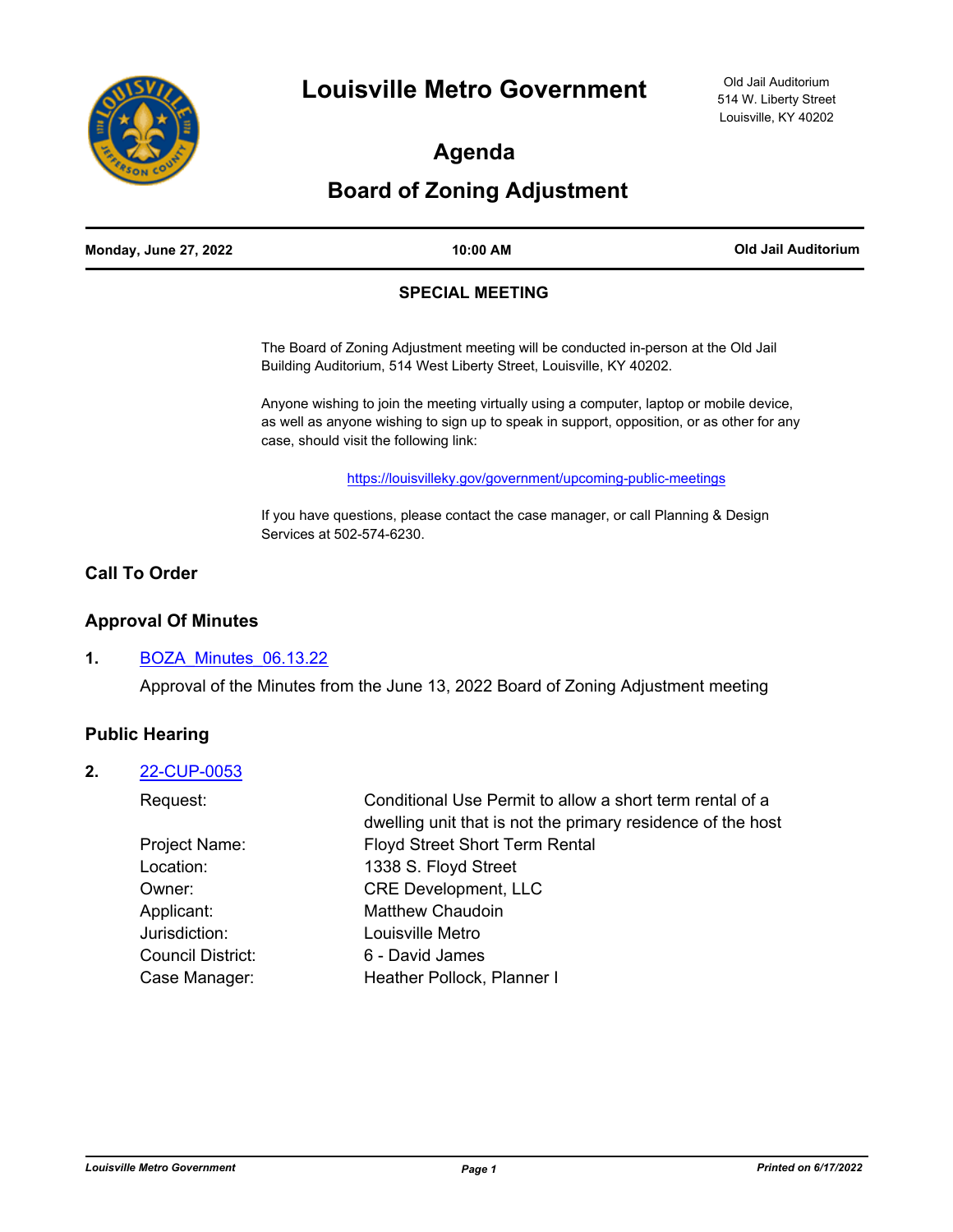# Louisville Metro Government

Old Jail Auditorium
514 W. Liberty Street
Louisville, KY 40202

## Agenda

## Board of Zoning Adjustment

| Monday, June 27, 2022 | 10:00 AM | Old Jail Auditorium |
|---|---|---|

**SPECIAL MEETING**

The Board of Zoning Adjustment meeting will be conducted in-person at the Old Jail Building Auditorium, 514 West Liberty Street, Louisville, KY 40202.

Anyone wishing to join the meeting virtually using a computer, laptop or mobile device, as well as anyone wishing to sign up to speak in support, opposition, or as other for any case, should visit the following link:

https://louisvilleky.gov/government/upcoming-public-meetings

If you have questions, please contact the case manager, or call Planning & Design Services at 502-574-6230.

### Call To Order

### Approval Of Minutes

**1.** BOZA_Minutes_06.13.22

Approval of the Minutes from the June 13, 2022 Board of Zoning Adjustment meeting

### Public Hearing

**2.** 22-CUP-0053

| | |
|---|---|
| Request: | Conditional Use Permit to allow a short term rental of a dwelling unit that is not the primary residence of the host |
| Project Name: | Floyd Street Short Term Rental |
| Location: | 1338 S. Floyd Street |
| Owner: | CRE Development, LLC |
| Applicant: | Matthew Chaudoin |
| Jurisdiction: | Louisville Metro |
| Council District: | 6 - David James |
| Case Manager: | Heather Pollock, Planner I |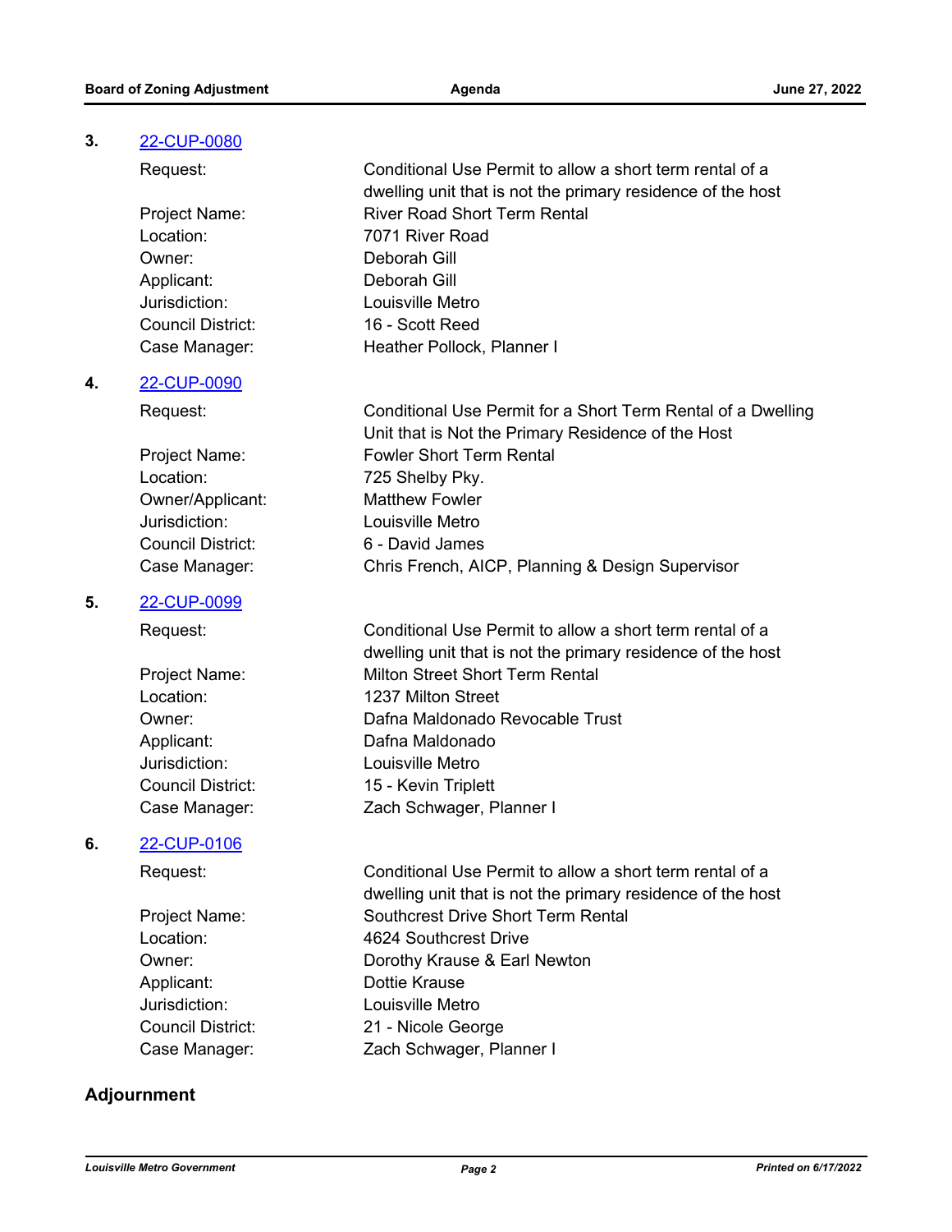**3.** [22-CUP-0080]

| | |
|---|---|
| Request: | Conditional Use Permit to allow a short term rental of a dwelling unit that is not the primary residence of the host |
| Project Name: | River Road Short Term Rental |
| Location: | 7071 River Road |
| Owner: | Deborah Gill |
| Applicant: | Deborah Gill |
| Jurisdiction: | Louisville Metro |
| Council District: | 16 - Scott Reed |
| Case Manager: | Heather Pollock, Planner I |

**4.** [22-CUP-0090]

| | |
|---|---|
| Request: | Conditional Use Permit for a Short Term Rental of a Dwelling Unit that is Not the Primary Residence of the Host |
| Project Name: | Fowler Short Term Rental |
| Location: | 725 Shelby Pky. |
| Owner/Applicant: | Matthew Fowler |
| Jurisdiction: | Louisville Metro |
| Council District: | 6 - David James |
| Case Manager: | Chris French, AICP, Planning & Design Supervisor |

**5.** [22-CUP-0099]

| | |
|---|---|
| Request: | Conditional Use Permit to allow a short term rental of a dwelling unit that is not the primary residence of the host |
| Project Name: | Milton Street Short Term Rental |
| Location: | 1237 Milton Street |
| Owner: | Dafna Maldonado Revocable Trust |
| Applicant: | Dafna Maldonado |
| Jurisdiction: | Louisville Metro |
| Council District: | 15 - Kevin Triplett |
| Case Manager: | Zach Schwager, Planner I |

**6.** [22-CUP-0106]

| | |
|---|---|
| Request: | Conditional Use Permit to allow a short term rental of a dwelling unit that is not the primary residence of the host |
| Project Name: | Southcrest Drive Short Term Rental |
| Location: | 4624 Southcrest Drive |
| Owner: | Dorothy Krause & Earl Newton |
| Applicant: | Dottie Krause |
| Jurisdiction: | Louisville Metro |
| Council District: | 21 - Nicole George |
| Case Manager: | Zach Schwager, Planner I |

## Adjournment